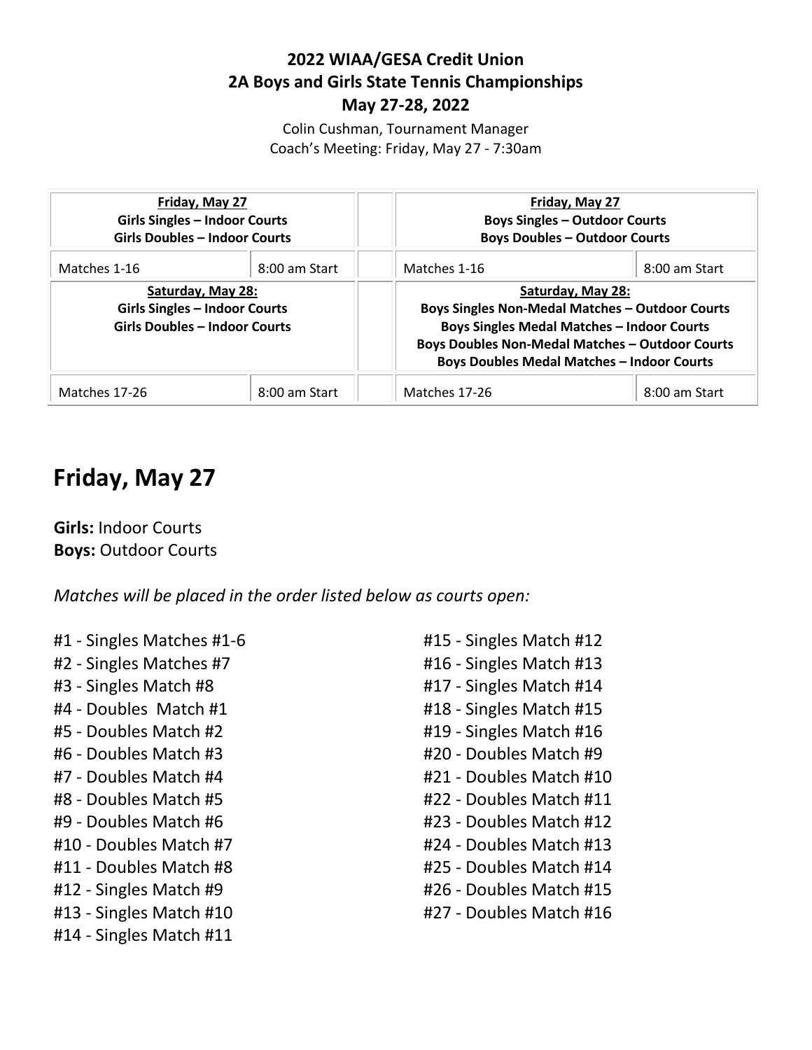**2022 WIAA/GESA Credit Union**
**2A Boys and Girls State Tennis Championships**
**May 27-28, 2022**

Colin Cushman, Tournament Manager
Coach's Meeting: Friday, May 27 - 7:30am

| **Friday, May 27**<br>**Girls Singles – Indoor Courts**<br>**Girls Doubles – Indoor Courts** | | | **Friday, May 27**<br>**Boys Singles – Outdoor Courts**<br>**Boys Doubles – Outdoor Courts** | |
|---|---|---|---|---|
| Matches 1-16 | 8:00 am Start | | Matches 1-16 | 8:00 am Start |
| **Saturday, May 28:**<br>**Girls Singles – Indoor Courts**<br>**Girls Doubles – Indoor Courts** | | | **Saturday, May 28:**<br>**Boys Singles Non-Medal Matches – Outdoor Courts**<br>**Boys Singles Medal Matches – Indoor Courts**<br>**Boys Doubles Non-Medal Matches – Outdoor Courts**<br>**Boys Doubles Medal Matches – Indoor Courts** | |
| Matches 17-26 | 8:00 am Start | | Matches 17-26 | 8:00 am Start |

# Friday, May 27

**Girls:** Indoor Courts
**Boys:** Outdoor Courts

*Matches will be placed in the order listed below as courts open:*

#1 - Singles Matches #1-6
#2 - Singles Matches #7
#3 - Singles Match #8
#4 - Doubles Match #1
#5 - Doubles Match #2
#6 - Doubles Match #3
#7 - Doubles Match #4
#8 - Doubles Match #5
#9 - Doubles Match #6
#10 - Doubles Match #7
#11 - Doubles Match #8
#12 - Singles Match #9
#13 - Singles Match #10
#14 - Singles Match #11
#15 - Singles Match #12
#16 - Singles Match #13
#17 - Singles Match #14
#18 - Singles Match #15
#19 - Singles Match #16
#20 - Doubles Match #9
#21 - Doubles Match #10
#22 - Doubles Match #11
#23 - Doubles Match #12
#24 - Doubles Match #13
#25 - Doubles Match #14
#26 - Doubles Match #15
#27 - Doubles Match #16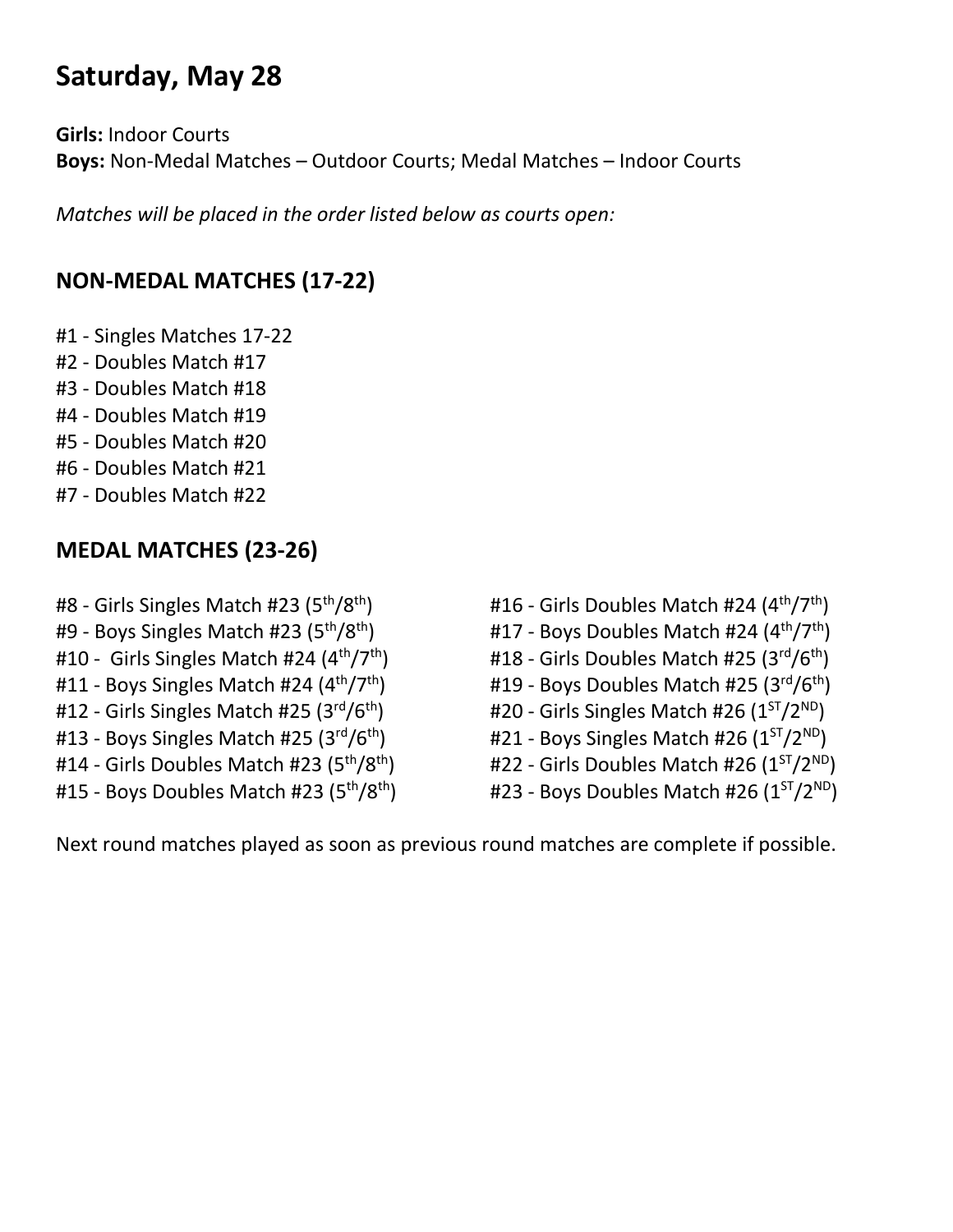# Saturday, May 28

**Girls:** Indoor Courts
**Boys:** Non-Medal Matches – Outdoor Courts; Medal Matches – Indoor Courts

*Matches will be placed in the order listed below as courts open:*

## NON-MEDAL MATCHES (17-22)

#1 - Singles Matches 17-22
#2 - Doubles Match #17
#3 - Doubles Match #18
#4 - Doubles Match #19
#5 - Doubles Match #20
#6 - Doubles Match #21
#7 - Doubles Match #22

## MEDAL MATCHES (23-26)

#8 - Girls Singles Match #23 ($5^{th}/8^{th}$)
#9 - Boys Singles Match #23 ($5^{th}/8^{th}$)
#10 - Girls Singles Match #24 ($4^{th}/7^{th}$)
#11 - Boys Singles Match #24 ($4^{th}/7^{th}$)
#12 - Girls Singles Match #25 ($3^{rd}/6^{th}$)
#13 - Boys Singles Match #25 ($3^{rd}/6^{th}$)
#14 - Girls Doubles Match #23 ($5^{th}/8^{th}$)
#15 - Boys Doubles Match #23 ($5^{th}/8^{th}$)
#16 - Girls Doubles Match #24 ($4^{th}/7^{th}$)
#17 - Boys Doubles Match #24 ($4^{th}/7^{th}$)
#18 - Girls Doubles Match #25 ($3^{rd}/6^{th}$)
#19 - Boys Doubles Match #25 ($3^{rd}/6^{th}$)
#20 - Girls Singles Match #26 ($1^{ST}/2^{ND}$)
#21 - Boys Singles Match #26 ($1^{ST}/2^{ND}$)
#22 - Girls Doubles Match #26 ($1^{ST}/2^{ND}$)
#23 - Boys Doubles Match #26 ($1^{ST}/2^{ND}$)

Next round matches played as soon as previous round matches are complete if possible.